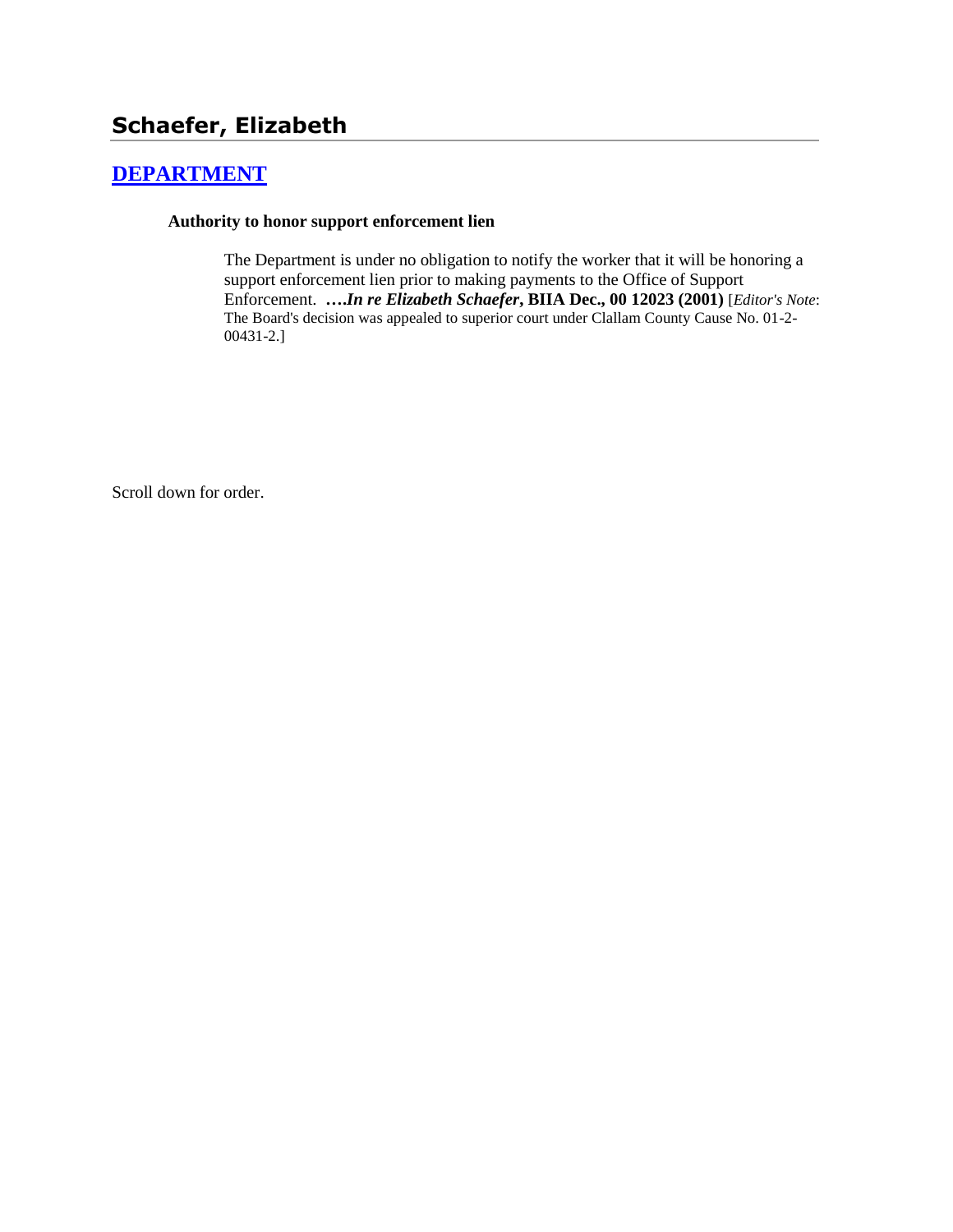# Schaefer, Elizabeth

## DEPARTMENT

**Authority to honor support enforcement lien**

> The Department is under no obligation to notify the worker that it will be honoring a support enforcement lien prior to making payments to the Office of Support Enforcement. ****….In re Elizabeth Schaefer*, BIIA Dec., 00 12023 (2001)** [*Editor's Note*: The Board's decision was appealed to superior court under Clallam County Cause No. 01-2-00431-2.]

Scroll down for order.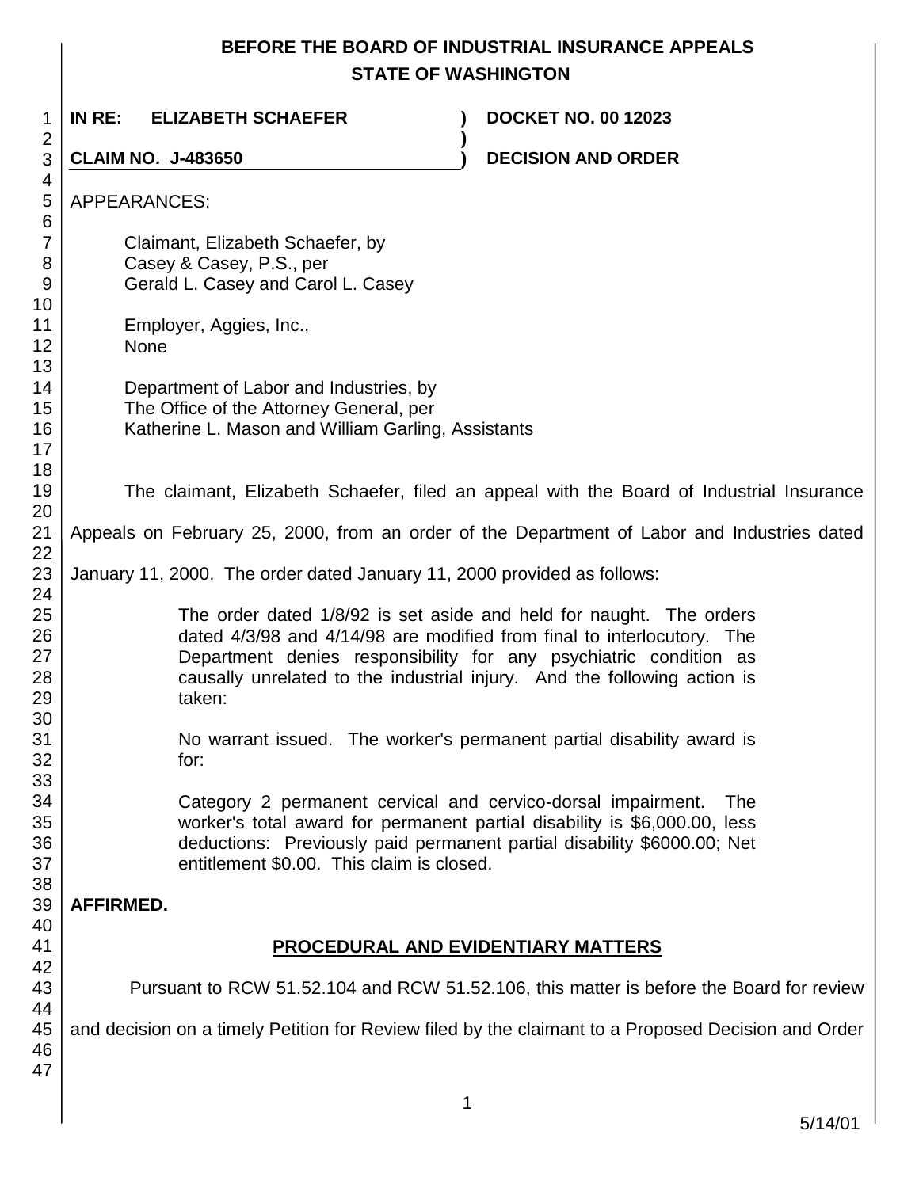# BEFORE THE BOARD OF INDUSTRIAL INSURANCE APPEALS
## STATE OF WASHINGTON

**IN RE: ELIZABETH SCHAEFER** ) **DOCKET NO. 00 12023**

**CLAIM NO. J-483650** ) **DECISION AND ORDER**

APPEARANCES:

Claimant, Elizabeth Schaefer, by
Casey & Casey, P.S., per
Gerald L. Casey and Carol L. Casey

Employer, Aggies, Inc.,
None

Department of Labor and Industries, by
The Office of the Attorney General, per
Katherine L. Mason and William Garling, Assistants

The claimant, Elizabeth Schaefer, filed an appeal with the Board of Industrial Insurance Appeals on February 25, 2000, from an order of the Department of Labor and Industries dated January 11, 2000. The order dated January 11, 2000 provided as follows:

> The order dated 1/8/92 is set aside and held for naught. The orders dated 4/3/98 and 4/14/98 are modified from final to interlocutory. The Department denies responsibility for any psychiatric condition as causally unrelated to the industrial injury. And the following action is taken:
>
> No warrant issued. The worker's permanent partial disability award is for:
>
> Category 2 permanent cervical and cervico-dorsal impairment. The worker's total award for permanent partial disability is $6,000.00, less deductions: Previously paid permanent partial disability $6000.00; Net entitlement $0.00. This claim is closed.

**AFFIRMED.**

## PROCEDURAL AND EVIDENTIARY MATTERS

Pursuant to RCW 51.52.104 and RCW 51.52.106, this matter is before the Board for review and decision on a timely Petition for Review filed by the claimant to a Proposed Decision and Order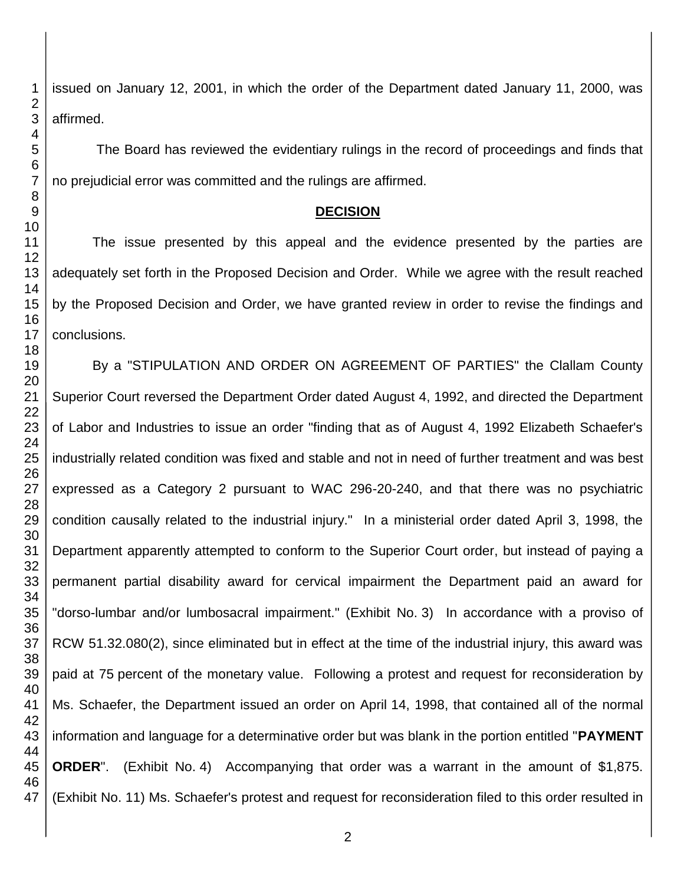issued on January 12, 2001, in which the order of the Department dated January 11, 2000, was affirmed.

The Board has reviewed the evidentiary rulings in the record of proceedings and finds that no prejudicial error was committed and the rulings are affirmed.

## DECISION

The issue presented by this appeal and the evidence presented by the parties are adequately set forth in the Proposed Decision and Order. While we agree with the result reached by the Proposed Decision and Order, we have granted review in order to revise the findings and conclusions.

By a "STIPULATION AND ORDER ON AGREEMENT OF PARTIES" the Clallam County Superior Court reversed the Department Order dated August 4, 1992, and directed the Department of Labor and Industries to issue an order "finding that as of August 4, 1992 Elizabeth Schaefer's industrially related condition was fixed and stable and not in need of further treatment and was best expressed as a Category 2 pursuant to WAC 296-20-240, and that there was no psychiatric condition causally related to the industrial injury." In a ministerial order dated April 3, 1998, the Department apparently attempted to conform to the Superior Court order, but instead of paying a permanent partial disability award for cervical impairment the Department paid an award for "dorso-lumbar and/or lumbosacral impairment." (Exhibit No. 3) In accordance with a proviso of RCW 51.32.080(2), since eliminated but in effect at the time of the industrial injury, this award was paid at 75 percent of the monetary value. Following a protest and request for reconsideration by Ms. Schaefer, the Department issued an order on April 14, 1998, that contained all of the normal information and language for a determinative order but was blank in the portion entitled "**PAYMENT ORDER**". (Exhibit No. 4) Accompanying that order was a warrant in the amount of $1,875. (Exhibit No. 11) Ms. Schaefer's protest and request for reconsideration filed to this order resulted in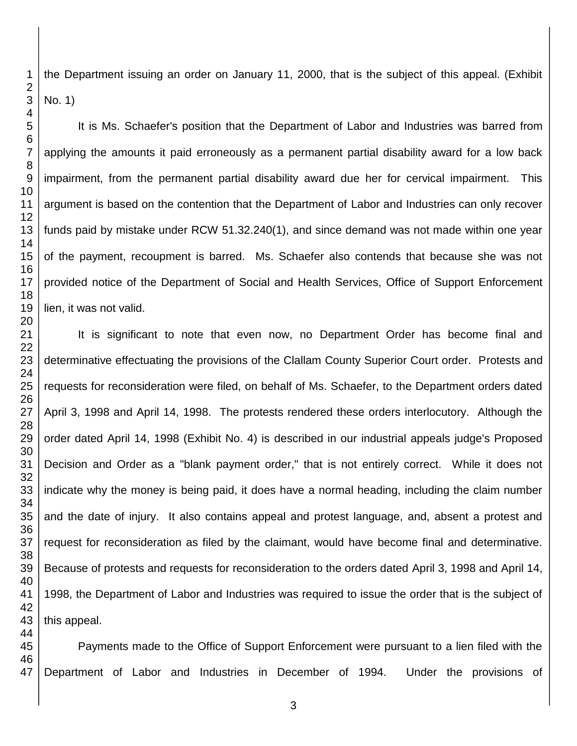the Department issuing an order on January 11, 2000, that is the subject of this appeal. (Exhibit No. 1)

It is Ms. Schaefer's position that the Department of Labor and Industries was barred from applying the amounts it paid erroneously as a permanent partial disability award for a low back impairment, from the permanent partial disability award due her for cervical impairment. This argument is based on the contention that the Department of Labor and Industries can only recover funds paid by mistake under RCW 51.32.240(1), and since demand was not made within one year of the payment, recoupment is barred. Ms. Schaefer also contends that because she was not provided notice of the Department of Social and Health Services, Office of Support Enforcement lien, it was not valid.

It is significant to note that even now, no Department Order has become final and determinative effectuating the provisions of the Clallam County Superior Court order. Protests and requests for reconsideration were filed, on behalf of Ms. Schaefer, to the Department orders dated April 3, 1998 and April 14, 1998. The protests rendered these orders interlocutory. Although the order dated April 14, 1998 (Exhibit No. 4) is described in our industrial appeals judge's Proposed Decision and Order as a "blank payment order," that is not entirely correct. While it does not indicate why the money is being paid, it does have a normal heading, including the claim number and the date of injury. It also contains appeal and protest language, and, absent a protest and request for reconsideration as filed by the claimant, would have become final and determinative. Because of protests and requests for reconsideration to the orders dated April 3, 1998 and April 14, 1998, the Department of Labor and Industries was required to issue the order that is the subject of this appeal.

Payments made to the Office of Support Enforcement were pursuant to a lien filed with the Department of Labor and Industries in December of 1994. Under the provisions of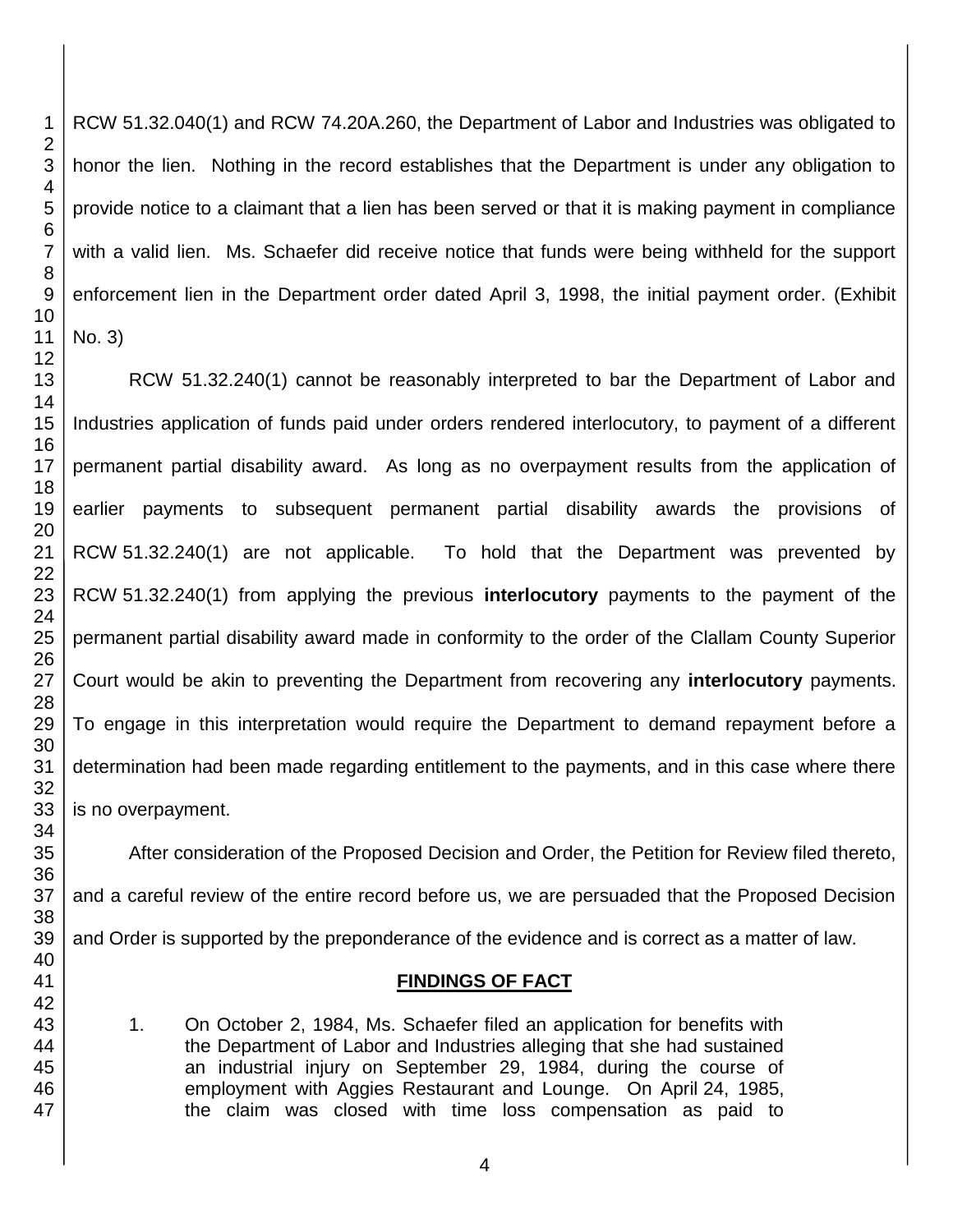RCW 51.32.040(1) and RCW 74.20A.260, the Department of Labor and Industries was obligated to honor the lien. Nothing in the record establishes that the Department is under any obligation to provide notice to a claimant that a lien has been served or that it is making payment in compliance with a valid lien. Ms. Schaefer did receive notice that funds were being withheld for the support enforcement lien in the Department order dated April 3, 1998, the initial payment order. (Exhibit No. 3)

RCW 51.32.240(1) cannot be reasonably interpreted to bar the Department of Labor and Industries application of funds paid under orders rendered interlocutory, to payment of a different permanent partial disability award. As long as no overpayment results from the application of earlier payments to subsequent permanent partial disability awards the provisions of RCW 51.32.240(1) are not applicable. To hold that the Department was prevented by RCW 51.32.240(1) from applying the previous **interlocutory** payments to the payment of the permanent partial disability award made in conformity to the order of the Clallam County Superior Court would be akin to preventing the Department from recovering any **interlocutory** payments. To engage in this interpretation would require the Department to demand repayment before a determination had been made regarding entitlement to the payments, and in this case where there is no overpayment.

After consideration of the Proposed Decision and Order, the Petition for Review filed thereto, and a careful review of the entire record before us, we are persuaded that the Proposed Decision and Order is supported by the preponderance of the evidence and is correct as a matter of law.

## FINDINGS OF FACT

1. On October 2, 1984, Ms. Schaefer filed an application for benefits with the Department of Labor and Industries alleging that she had sustained an industrial injury on September 29, 1984, during the course of employment with Aggies Restaurant and Lounge. On April 24, 1985, the claim was closed with time loss compensation as paid to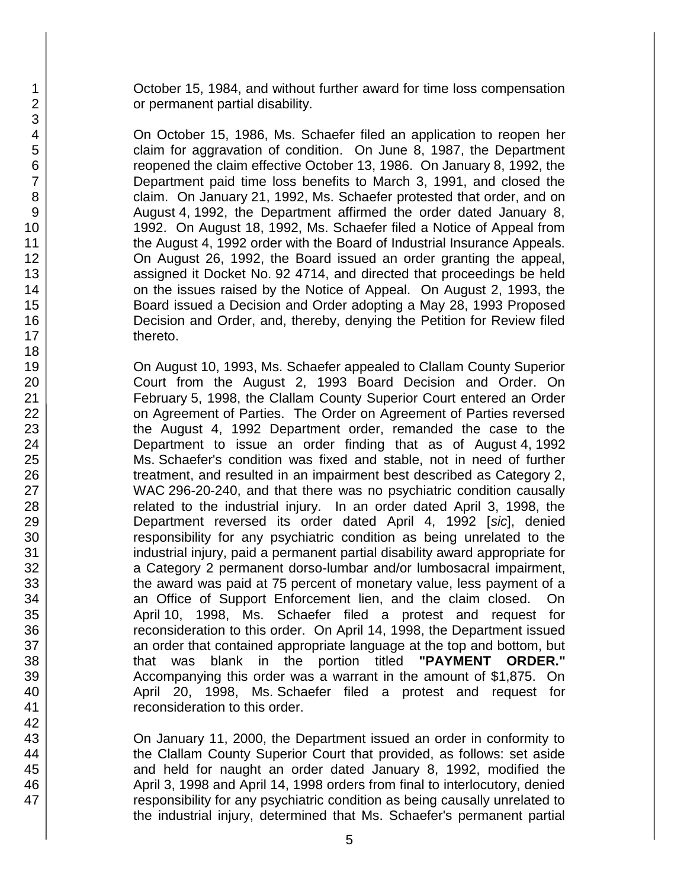October 15, 1984, and without further award for time loss compensation or permanent partial disability.

On October 15, 1986, Ms. Schaefer filed an application to reopen her claim for aggravation of condition. On June 8, 1987, the Department reopened the claim effective October 13, 1986. On January 8, 1992, the Department paid time loss benefits to March 3, 1991, and closed the claim. On January 21, 1992, Ms. Schaefer protested that order, and on August 4, 1992, the Department affirmed the order dated January 8, 1992. On August 18, 1992, Ms. Schaefer filed a Notice of Appeal from the August 4, 1992 order with the Board of Industrial Insurance Appeals. On August 26, 1992, the Board issued an order granting the appeal, assigned it Docket No. 92 4714, and directed that proceedings be held on the issues raised by the Notice of Appeal. On August 2, 1993, the Board issued a Decision and Order adopting a May 28, 1993 Proposed Decision and Order, and, thereby, denying the Petition for Review filed thereto.

On August 10, 1993, Ms. Schaefer appealed to Clallam County Superior Court from the August 2, 1993 Board Decision and Order. On February 5, 1998, the Clallam County Superior Court entered an Order on Agreement of Parties. The Order on Agreement of Parties reversed the August 4, 1992 Department order, remanded the case to the Department to issue an order finding that as of August 4, 1992 Ms. Schaefer's condition was fixed and stable, not in need of further treatment, and resulted in an impairment best described as Category 2, WAC 296-20-240, and that there was no psychiatric condition causally related to the industrial injury. In an order dated April 3, 1998, the Department reversed its order dated April 4, 1992 [*sic*], denied responsibility for any psychiatric condition as being unrelated to the industrial injury, paid a permanent partial disability award appropriate for a Category 2 permanent dorso-lumbar and/or lumbosacral impairment, the award was paid at 75 percent of monetary value, less payment of a an Office of Support Enforcement lien, and the claim closed. On April 10, 1998, Ms. Schaefer filed a protest and request for reconsideration to this order. On April 14, 1998, the Department issued an order that contained appropriate language at the top and bottom, but that was blank in the portion titled **"PAYMENT ORDER."** Accompanying this order was a warrant in the amount of $1,875. On April 20, 1998, Ms. Schaefer filed a protest and request for reconsideration to this order.

On January 11, 2000, the Department issued an order in conformity to the Clallam County Superior Court that provided, as follows: set aside and held for naught an order dated January 8, 1992, modified the April 3, 1998 and April 14, 1998 orders from final to interlocutory, denied responsibility for any psychiatric condition as being causally unrelated to the industrial injury, determined that Ms. Schaefer's permanent partial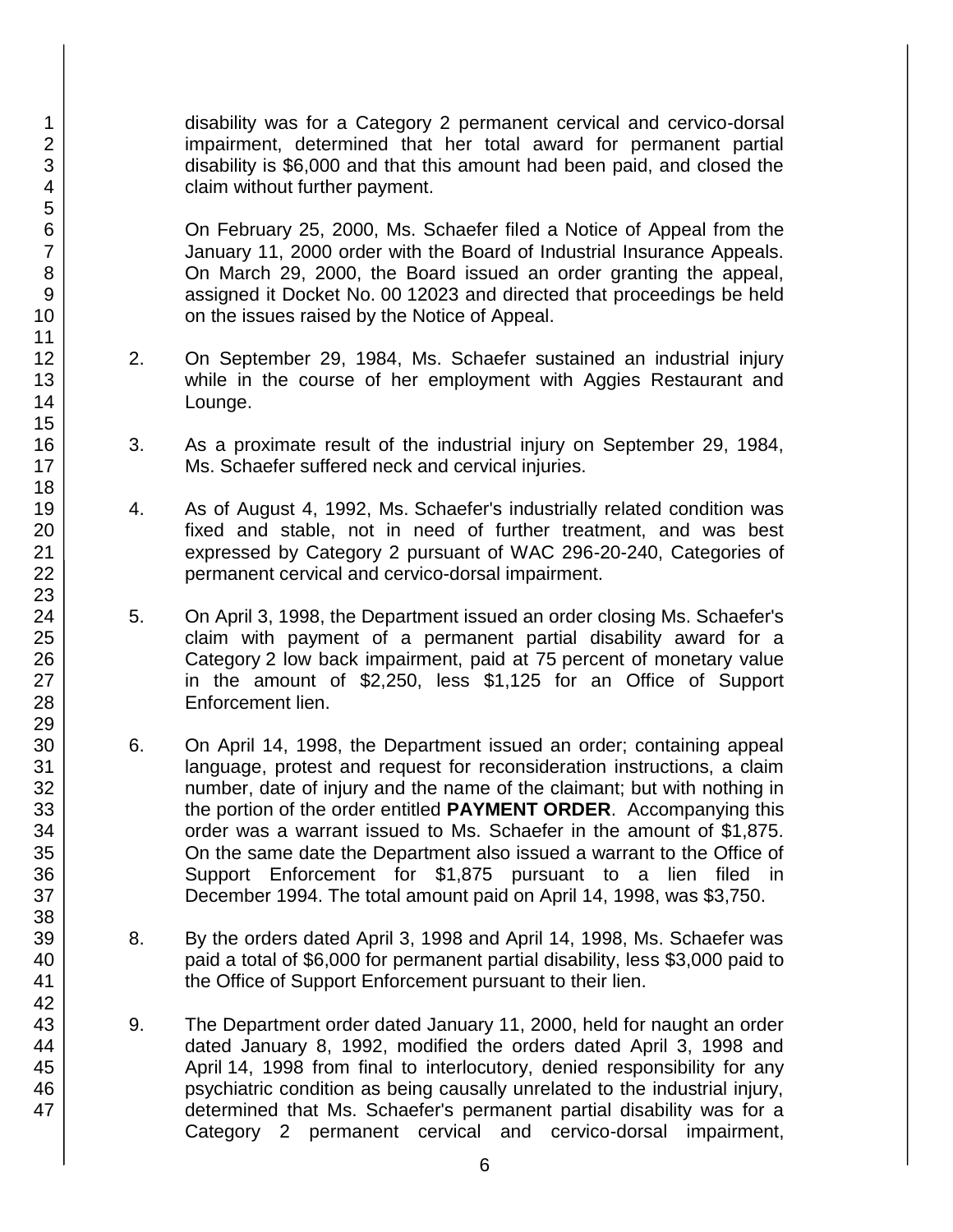disability was for a Category 2 permanent cervical and cervico-dorsal impairment, determined that her total award for permanent partial disability is $6,000 and that this amount had been paid, and closed the claim without further payment.

On February 25, 2000, Ms. Schaefer filed a Notice of Appeal from the January 11, 2000 order with the Board of Industrial Insurance Appeals. On March 29, 2000, the Board issued an order granting the appeal, assigned it Docket No. 00 12023 and directed that proceedings be held on the issues raised by the Notice of Appeal.

2. On September 29, 1984, Ms. Schaefer sustained an industrial injury while in the course of her employment with Aggies Restaurant and Lounge.

3. As a proximate result of the industrial injury on September 29, 1984, Ms. Schaefer suffered neck and cervical injuries.

4. As of August 4, 1992, Ms. Schaefer's industrially related condition was fixed and stable, not in need of further treatment, and was best expressed by Category 2 pursuant of WAC 296-20-240, Categories of permanent cervical and cervico-dorsal impairment.

5. On April 3, 1998, the Department issued an order closing Ms. Schaefer's claim with payment of a permanent partial disability award for a Category 2 low back impairment, paid at 75 percent of monetary value in the amount of $2,250, less $1,125 for an Office of Support Enforcement lien.

6. On April 14, 1998, the Department issued an order; containing appeal language, protest and request for reconsideration instructions, a claim number, date of injury and the name of the claimant; but with nothing in the portion of the order entitled **PAYMENT ORDER**. Accompanying this order was a warrant issued to Ms. Schaefer in the amount of $1,875. On the same date the Department also issued a warrant to the Office of Support Enforcement for $1,875 pursuant to a lien filed in December 1994. The total amount paid on April 14, 1998, was $3,750.

8. By the orders dated April 3, 1998 and April 14, 1998, Ms. Schaefer was paid a total of $6,000 for permanent partial disability, less $3,000 paid to the Office of Support Enforcement pursuant to their lien.

9. The Department order dated January 11, 2000, held for naught an order dated January 8, 1992, modified the orders dated April 3, 1998 and April 14, 1998 from final to interlocutory, denied responsibility for any psychiatric condition as being causally unrelated to the industrial injury, determined that Ms. Schaefer's permanent partial disability was for a Category 2 permanent cervical and cervico-dorsal impairment,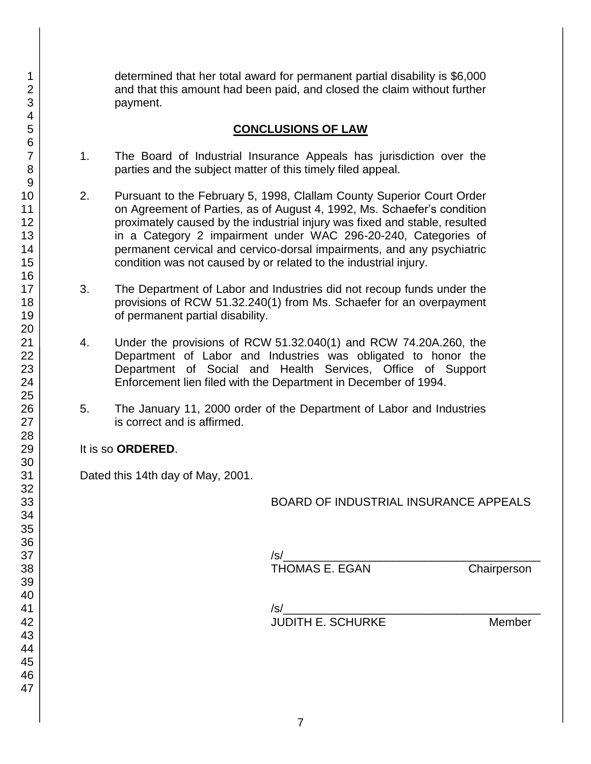determined that her total award for permanent partial disability is $6,000 and that this amount had been paid, and closed the claim without further payment.

## CONCLUSIONS OF LAW

1. The Board of Industrial Insurance Appeals has jurisdiction over the parties and the subject matter of this timely filed appeal.

2. Pursuant to the February 5, 1998, Clallam County Superior Court Order on Agreement of Parties, as of August 4, 1992, Ms. Schaefer's condition proximately caused by the industrial injury was fixed and stable, resulted in a Category 2 impairment under WAC 296-20-240, Categories of permanent cervical and cervico-dorsal impairments, and any psychiatric condition was not caused by or related to the industrial injury.

3. The Department of Labor and Industries did not recoup funds under the provisions of RCW 51.32.240(1) from Ms. Schaefer for an overpayment of permanent partial disability.

4. Under the provisions of RCW 51.32.040(1) and RCW 74.20A.260, the Department of Labor and Industries was obligated to honor the Department of Social and Health Services, Office of Support Enforcement lien filed with the Department in December of 1994.

5. The January 11, 2000 order of the Department of Labor and Industries is correct and is affirmed.

It is so **ORDERED**.

Dated this 14th day of May, 2001.

BOARD OF INDUSTRIAL INSURANCE APPEALS

/s/\_\_\_\_\_\_\_\_\_\_\_\_\_\_\_\_\_\_\_\_\_\_\_\_\_\_\_\_\_\_\_\_\_\_\_\_\_\_\_\_
THOMAS E. EGAN Chairperson

/s/\_\_\_\_\_\_\_\_\_\_\_\_\_\_\_\_\_\_\_\_\_\_\_\_\_\_\_\_\_\_\_\_\_\_\_\_\_\_\_\_
JUDITH E. SCHURKE Member